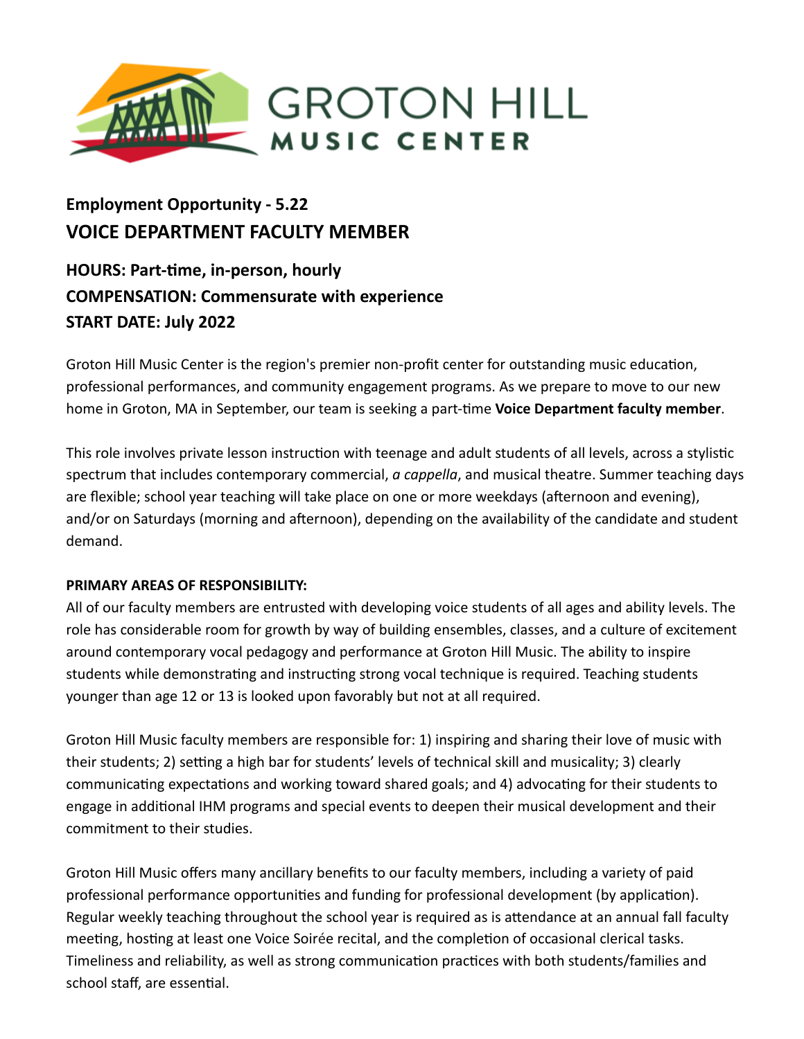# GROTON HILL MUSIC CENTER

## Employment Opportunity - 5.22
## VOICE DEPARTMENT FACULTY MEMBER

### HOURS: Part-time, in-person, hourly
### COMPENSATION: Commensurate with experience
### START DATE: July 2022

Groton Hill Music Center is the region's premier non-profit center for outstanding music education, professional performances, and community engagement programs. As we prepare to move to our new home in Groton, MA in September, our team is seeking a part-time **Voice Department faculty member**.

This role involves private lesson instruction with teenage and adult students of all levels, across a stylistic spectrum that includes contemporary commercial, *a cappella*, and musical theatre. Summer teaching days are flexible; school year teaching will take place on one or more weekdays (afternoon and evening), and/or on Saturdays (morning and afternoon), depending on the availability of the candidate and student demand.

**PRIMARY AREAS OF RESPONSIBILITY:**

All of our faculty members are entrusted with developing voice students of all ages and ability levels. The role has considerable room for growth by way of building ensembles, classes, and a culture of excitement around contemporary vocal pedagogy and performance at Groton Hill Music. The ability to inspire students while demonstrating and instructing strong vocal technique is required. Teaching students younger than age 12 or 13 is looked upon favorably but not at all required.

Groton Hill Music faculty members are responsible for: 1) inspiring and sharing their love of music with their students; 2) setting a high bar for students' levels of technical skill and musicality; 3) clearly communicating expectations and working toward shared goals; and 4) advocating for their students to engage in additional IHM programs and special events to deepen their musical development and their commitment to their studies.

Groton Hill Music offers many ancillary benefits to our faculty members, including a variety of paid professional performance opportunities and funding for professional development (by application). Regular weekly teaching throughout the school year is required as is attendance at an annual fall faculty meeting, hosting at least one Voice Soirée recital, and the completion of occasional clerical tasks. Timeliness and reliability, as well as strong communication practices with both students/families and school staff, are essential.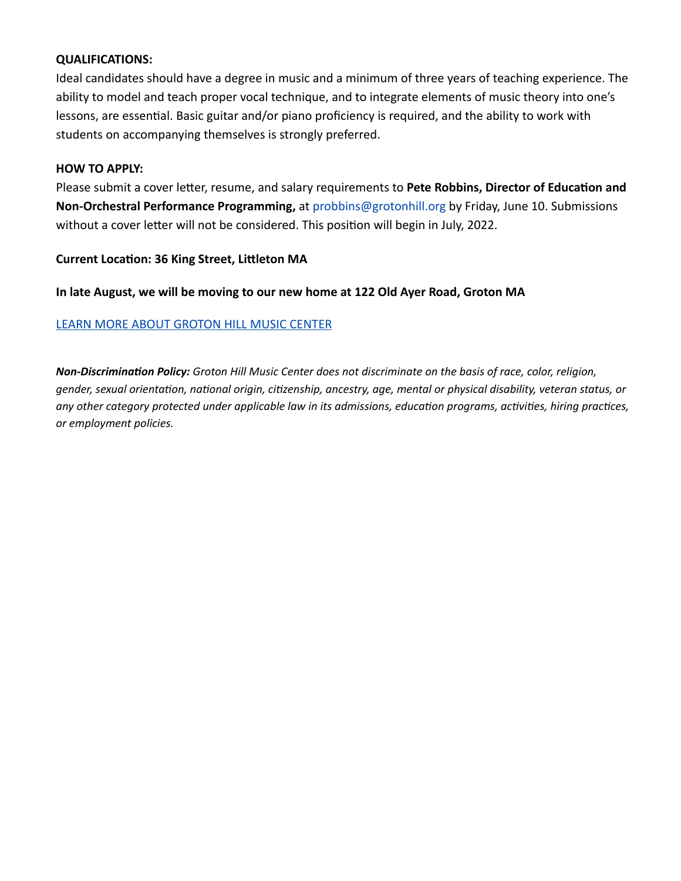**QUALIFICATIONS:**

Ideal candidates should have a degree in music and a minimum of three years of teaching experience. The ability to model and teach proper vocal technique, and to integrate elements of music theory into one's lessons, are essential. Basic guitar and/or piano proficiency is required, and the ability to work with students on accompanying themselves is strongly preferred.

**HOW TO APPLY:**

Please submit a cover letter, resume, and salary requirements to **Pete Robbins, Director of Education and Non-Orchestral Performance Programming,** at probbins@grotonhill.org by Friday, June 10. Submissions without a cover letter will not be considered. This position will begin in July, 2022.

**Current Location: 36 King Street, Littleton MA**

**In late August, we will be moving to our new home at 122 Old Ayer Road, Groton MA**

LEARN MORE ABOUT GROTON HILL MUSIC CENTER

***Non-Discrimination Policy:*** *Groton Hill Music Center does not discriminate on the basis of race, color, religion, gender, sexual orientation, national origin, citizenship, ancestry, age, mental or physical disability, veteran status, or any other category protected under applicable law in its admissions, education programs, activities, hiring practices, or employment policies.*